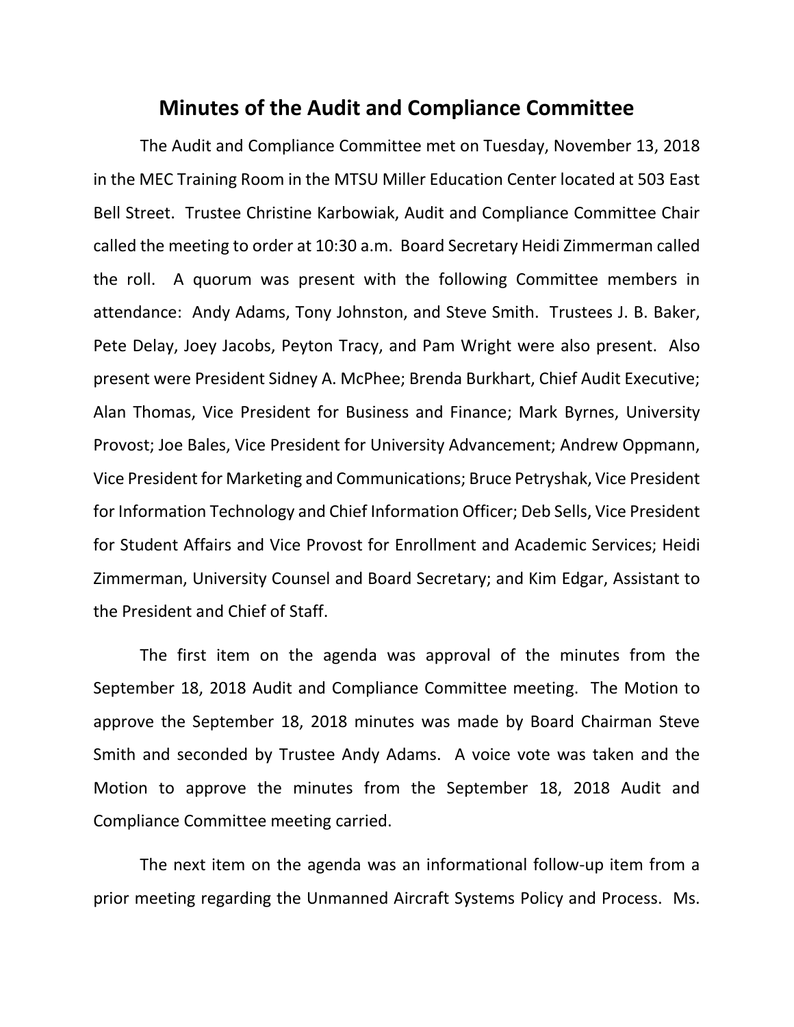# Minutes of the Audit and Compliance Committee

The Audit and Compliance Committee met on Tuesday, November 13, 2018 in the MEC Training Room in the MTSU Miller Education Center located at 503 East Bell Street. Trustee Christine Karbowiak, Audit and Compliance Committee Chair called the meeting to order at 10:30 a.m. Board Secretary Heidi Zimmerman called the roll. A quorum was present with the following Committee members in attendance: Andy Adams, Tony Johnston, and Steve Smith. Trustees J. B. Baker, Pete Delay, Joey Jacobs, Peyton Tracy, and Pam Wright were also present. Also present were President Sidney A. McPhee; Brenda Burkhart, Chief Audit Executive; Alan Thomas, Vice President for Business and Finance; Mark Byrnes, University Provost; Joe Bales, Vice President for University Advancement; Andrew Oppmann, Vice President for Marketing and Communications; Bruce Petryshak, Vice President for Information Technology and Chief Information Officer; Deb Sells, Vice President for Student Affairs and Vice Provost for Enrollment and Academic Services; Heidi Zimmerman, University Counsel and Board Secretary; and Kim Edgar, Assistant to the President and Chief of Staff.

The first item on the agenda was approval of the minutes from the September 18, 2018 Audit and Compliance Committee meeting. The Motion to approve the September 18, 2018 minutes was made by Board Chairman Steve Smith and seconded by Trustee Andy Adams. A voice vote was taken and the Motion to approve the minutes from the September 18, 2018 Audit and Compliance Committee meeting carried.

The next item on the agenda was an informational follow-up item from a prior meeting regarding the Unmanned Aircraft Systems Policy and Process. Ms.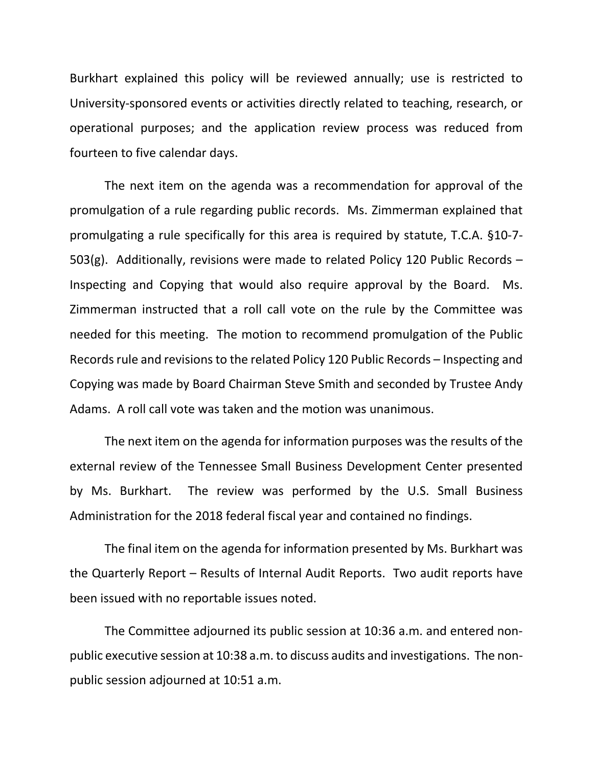Burkhart explained this policy will be reviewed annually; use is restricted to University-sponsored events or activities directly related to teaching, research, or operational purposes; and the application review process was reduced from fourteen to five calendar days.

The next item on the agenda was a recommendation for approval of the promulgation of a rule regarding public records. Ms. Zimmerman explained that promulgating a rule specifically for this area is required by statute, T.C.A. §10-7-503(g). Additionally, revisions were made to related Policy 120 Public Records – Inspecting and Copying that would also require approval by the Board. Ms. Zimmerman instructed that a roll call vote on the rule by the Committee was needed for this meeting. The motion to recommend promulgation of the Public Records rule and revisions to the related Policy 120 Public Records – Inspecting and Copying was made by Board Chairman Steve Smith and seconded by Trustee Andy Adams. A roll call vote was taken and the motion was unanimous.

The next item on the agenda for information purposes was the results of the external review of the Tennessee Small Business Development Center presented by Ms. Burkhart. The review was performed by the U.S. Small Business Administration for the 2018 federal fiscal year and contained no findings.

The final item on the agenda for information presented by Ms. Burkhart was the Quarterly Report – Results of Internal Audit Reports. Two audit reports have been issued with no reportable issues noted.

The Committee adjourned its public session at 10:36 a.m. and entered non-public executive session at 10:38 a.m. to discuss audits and investigations. The non-public session adjourned at 10:51 a.m.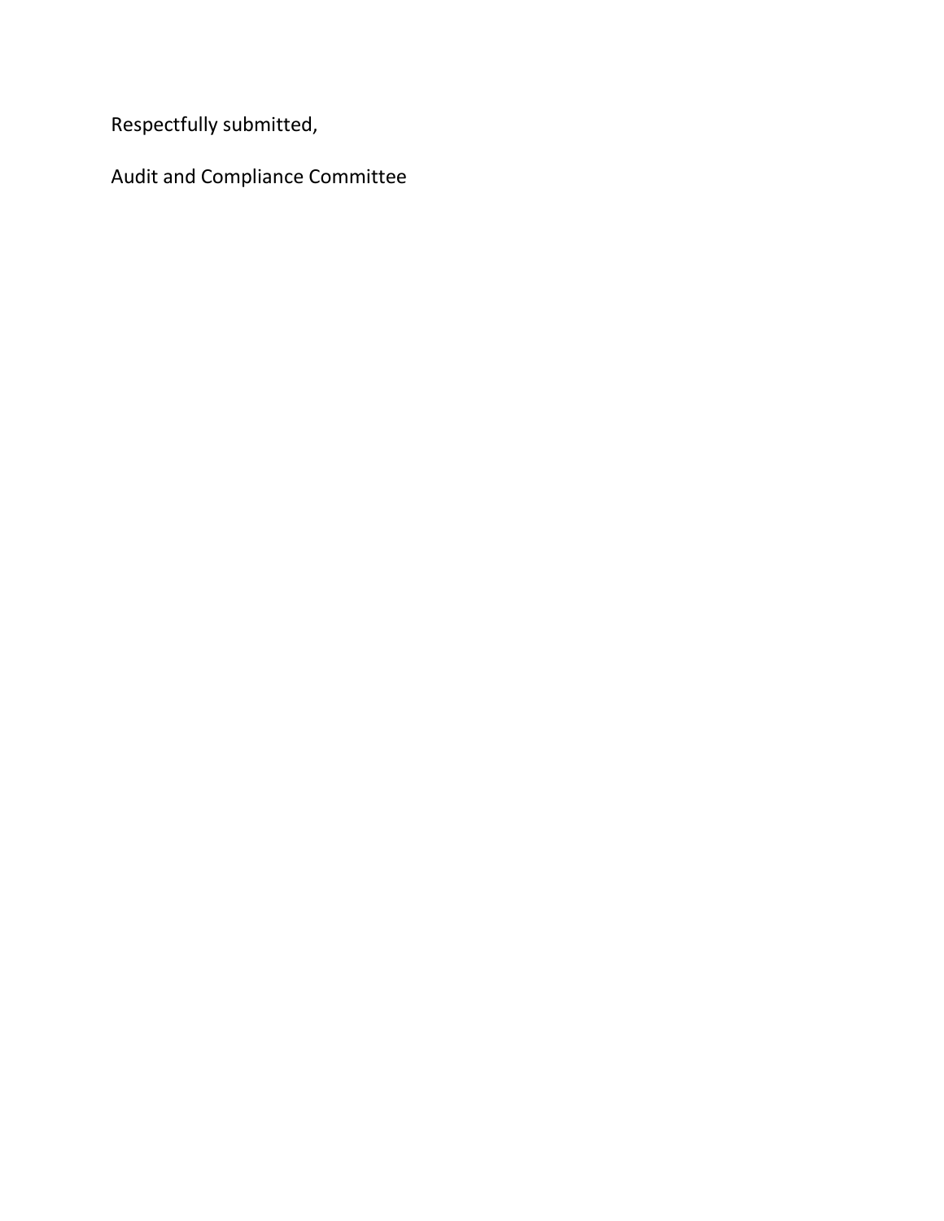Respectfully submitted,

Audit and Compliance Committee